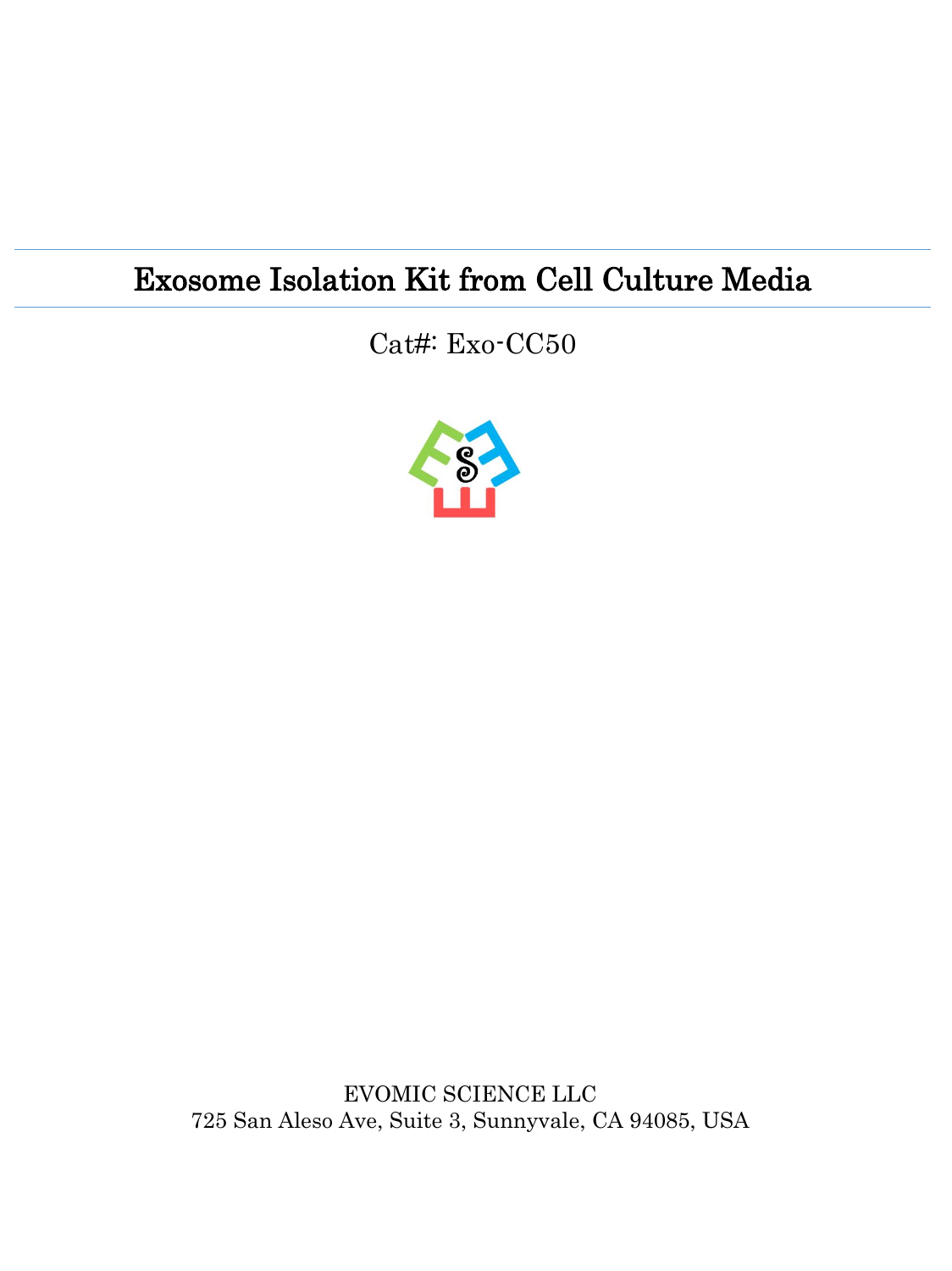# Exosome Isolation Kit from Cell Culture Media

Cat#: Exo-CC50

EVOMIC SCIENCE LLC
725 San Aleso Ave, Suite 3, Sunnyvale, CA 94085, USA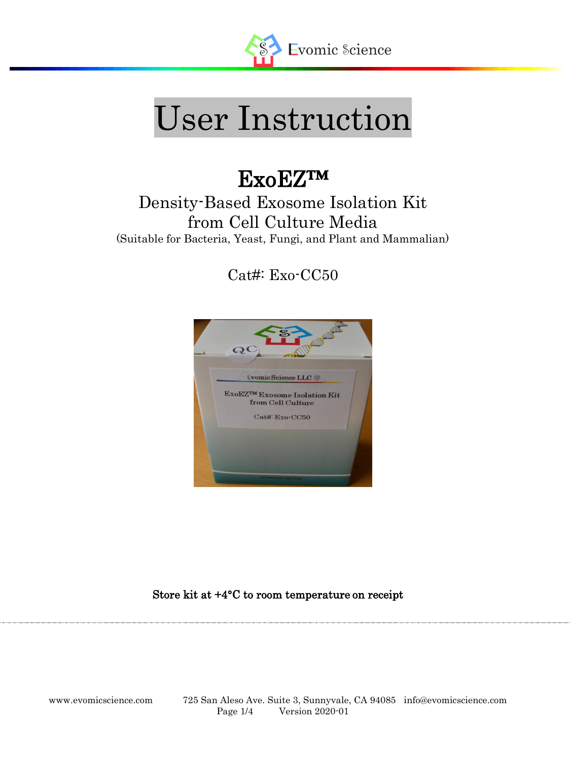# User Instruction

## ExoEZ™

### Density-Based Exosome Isolation Kit from Cell Culture Media

(Suitable for Bacteria, Yeast, Fungi, and Plant and Mammalian)

Cat#: Exo-CC50

**Store kit at +4°C to room temperature on receipt**

www.evomicscience.com 725 San Aleso Ave. Suite 3, Sunnyvale, CA 94085 info@evomicscience.com

Version 2020-01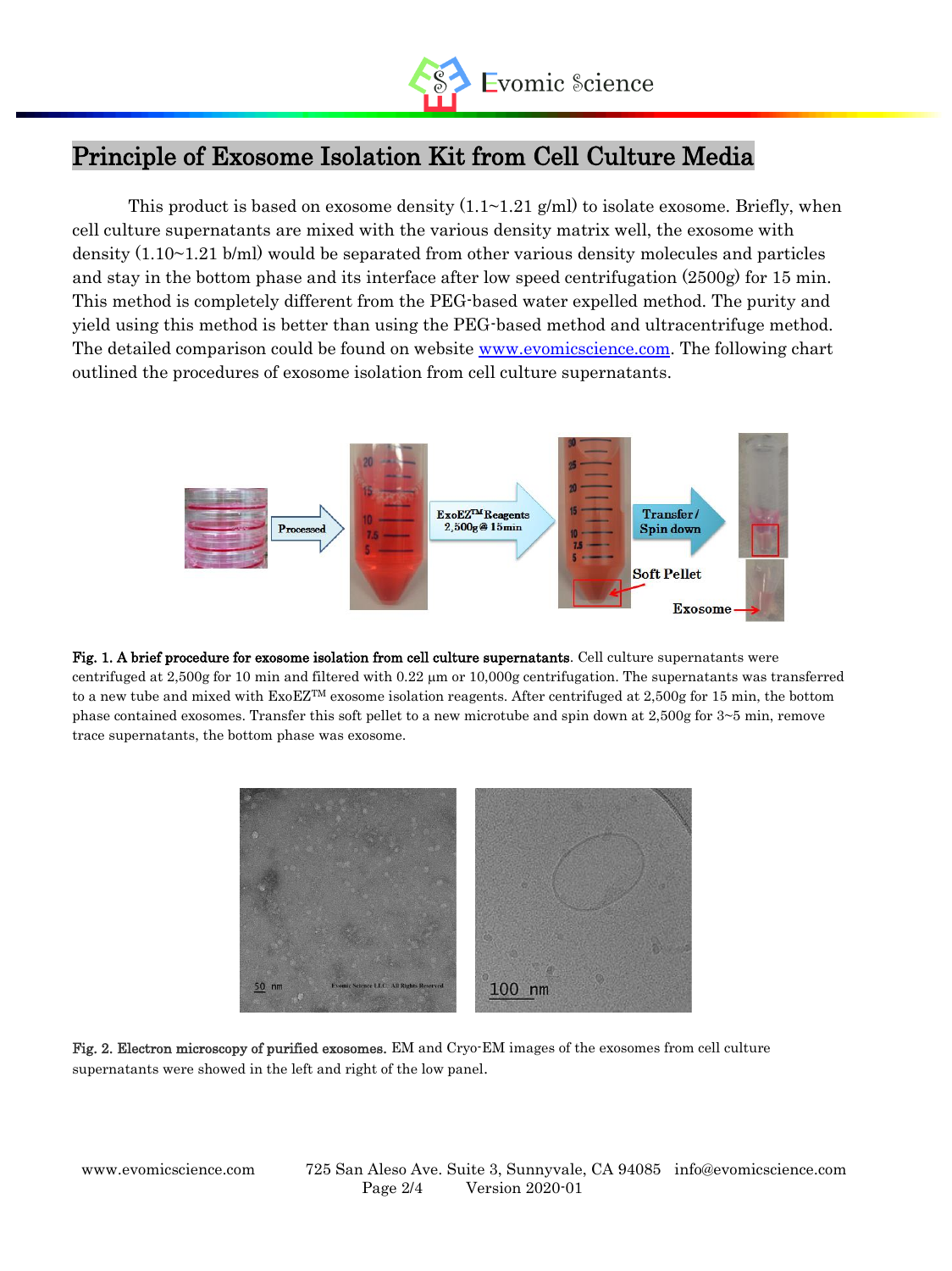# Principle of Exosome Isolation Kit from Cell Culture Media

This product is based on exosome density (1.1~1.21 g/ml) to isolate exosome. Briefly, when cell culture supernatants are mixed with the various density matrix well, the exosome with density (1.10~1.21 b/ml) would be separated from other various density molecules and particles and stay in the bottom phase and its interface after low speed centrifugation (2500g) for 15 min. This method is completely different from the PEG-based water expelled method. The purity and yield using this method is better than using the PEG-based method and ultracentrifuge method. The detailed comparison could be found on website www.evomicscience.com. The following chart outlined the procedures of exosome isolation from cell culture supernatants.

**Fig. 1. A brief procedure for exosome isolation from cell culture supernatants**. Cell culture supernatants were centrifuged at 2,500g for 10 min and filtered with 0.22 µm or 10,000g centrifugation. The supernatants was transferred to a new tube and mixed with ExoEZ™ exosome isolation reagents. After centrifuged at 2,500g for 15 min, the bottom phase contained exosomes. Transfer this soft pellet to a new microtube and spin down at 2,500g for 3~5 min, remove trace supernatants, the bottom phase was exosome.

**Fig. 2. Electron microscopy of purified exosomes.** EM and Cryo-EM images of the exosomes from cell culture supernatants were showed in the left and right of the low panel.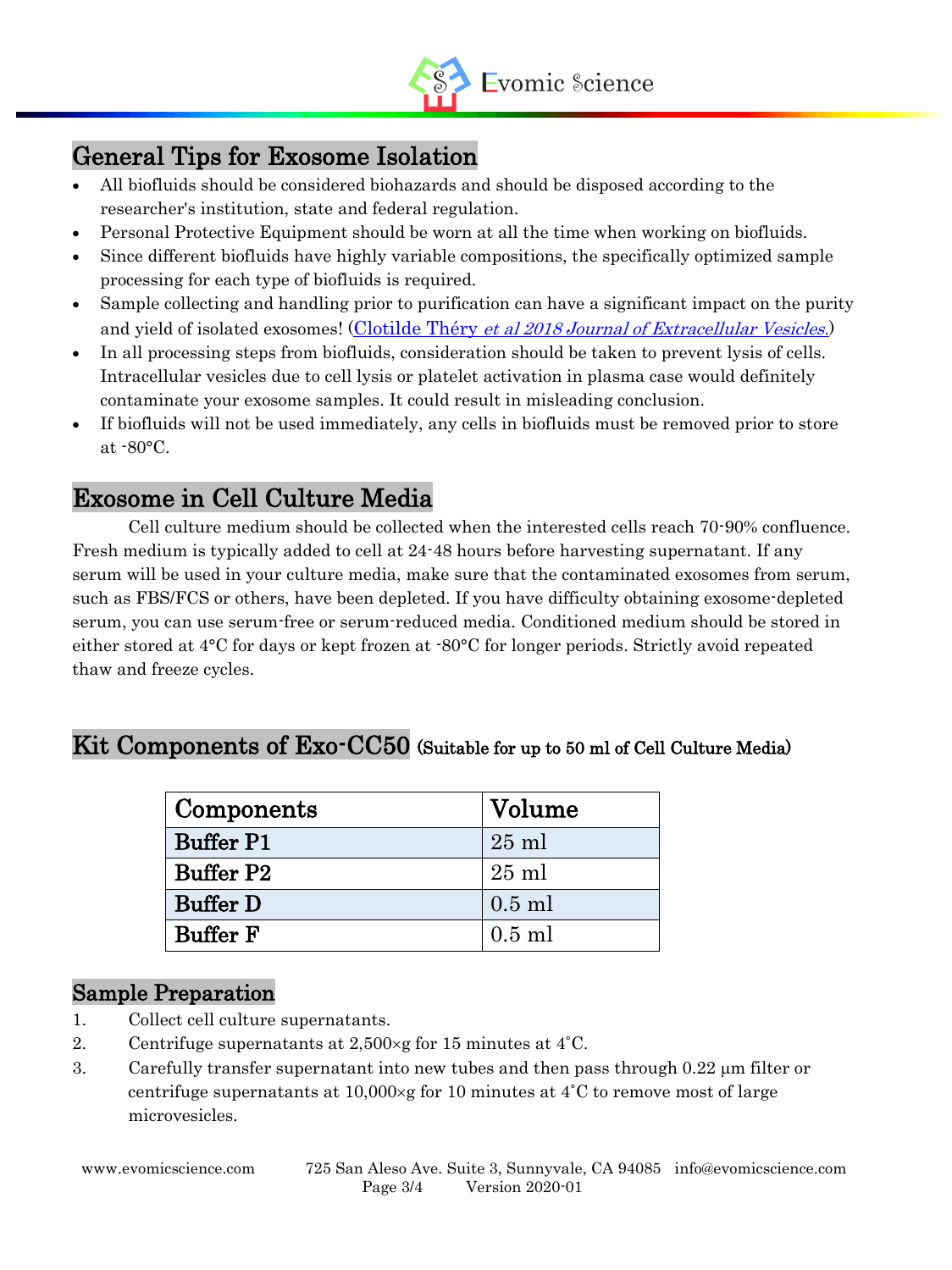## General Tips for Exosome Isolation

- All biofluids should be considered biohazards and should be disposed according to the researcher's institution, state and federal regulation.
- Personal Protective Equipment should be worn at all the time when working on biofluids.
- Since different biofluids have highly variable compositions, the specifically optimized sample processing for each type of biofluids is required.
- Sample collecting and handling prior to purification can have a significant impact on the purity and yield of isolated exosomes! (Clotilde Théry *et al 2018 Journal of Extracellular Vesicles.*)
- In all processing steps from biofluids, consideration should be taken to prevent lysis of cells. Intracellular vesicles due to cell lysis or platelet activation in plasma case would definitely contaminate your exosome samples. It could result in misleading conclusion.
- If biofluids will not be used immediately, any cells in biofluids must be removed prior to store at -80°C.

## Exosome in Cell Culture Media

Cell culture medium should be collected when the interested cells reach 70-90% confluence. Fresh medium is typically added to cell at 24-48 hours before harvesting supernatant. If any serum will be used in your culture media, make sure that the contaminated exosomes from serum, such as FBS/FCS or others, have been depleted. If you have difficulty obtaining exosome-depleted serum, you can use serum-free or serum-reduced media. Conditioned medium should be stored in either stored at 4°C for days or kept frozen at -80°C for longer periods. Strictly avoid repeated thaw and freeze cycles.

## Kit Components of Exo-CC50 (Suitable for up to 50 ml of Cell Culture Media)

| Components | Volume |
|---|---|
| **Buffer P1** | 25 ml |
| **Buffer P2** | 25 ml |
| **Buffer D** | 0.5 ml |
| **Buffer F** | 0.5 ml |

### Sample Preparation

1. Collect cell culture supernatants.
2. Centrifuge supernatants at 2,500×g for 15 minutes at 4˚C.
3. Carefully transfer supernatant into new tubes and then pass through 0.22 µm filter or centrifuge supernatants at 10,000×g for 10 minutes at 4˚C to remove most of large microvesicles.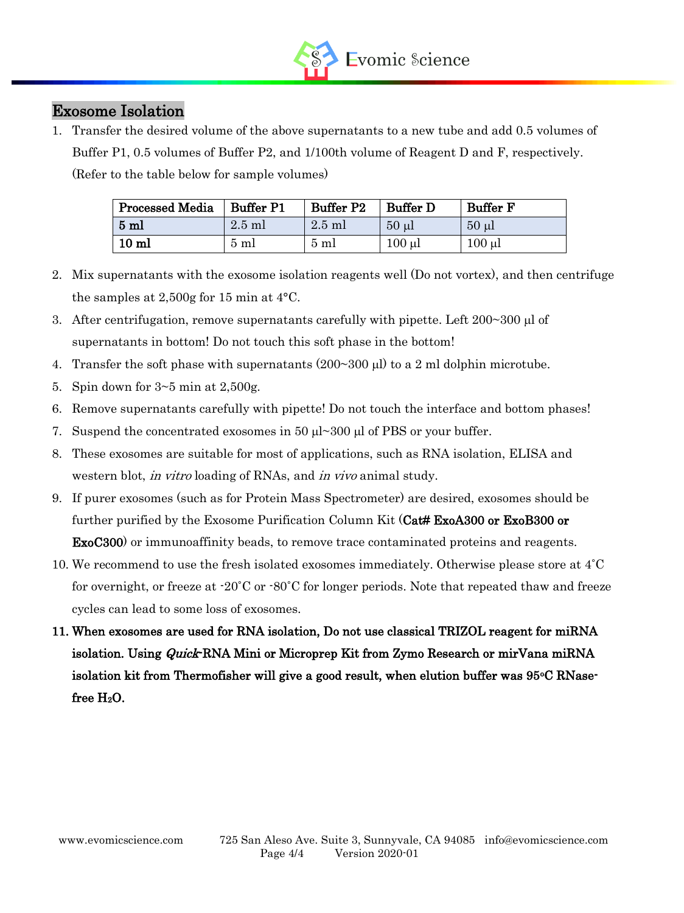## Exosome Isolation

1. Transfer the desired volume of the above supernatants to a new tube and add 0.5 volumes of Buffer P1, 0.5 volumes of Buffer P2, and 1/100th volume of Reagent D and F, respectively. (Refer to the table below for sample volumes)

| Processed Media | Buffer P1 | Buffer P2 | Buffer D | Buffer F |
|---|---|---|---|---|
| **5 ml** | 2.5 ml | 2.5 ml | 50 μl | 50 μl |
| **10 ml** | 5 ml | 5 ml | 100 μl | 100 μl |

2. Mix supernatants with the exosome isolation reagents well (Do not vortex), and then centrifuge the samples at 2,500g for 15 min at 4°C.
3. After centrifugation, remove supernatants carefully with pipette. Left 200~300 μl of supernatants in bottom! Do not touch this soft phase in the bottom!
4. Transfer the soft phase with supernatants (200~300 μl) to a 2 ml dolphin microtube.
5. Spin down for 3~5 min at 2,500g.
6. Remove supernatants carefully with pipette! Do not touch the interface and bottom phases!
7. Suspend the concentrated exosomes in 50 μl~300 μl of PBS or your buffer.
8. These exosomes are suitable for most of applications, such as RNA isolation, ELISA and western blot, *in vitro* loading of RNAs, and *in vivo* animal study.
9. If purer exosomes (such as for Protein Mass Spectrometer) are desired, exosomes should be further purified by the Exosome Purification Column Kit (**Cat# ExoA300 or ExoB300 or ExoC300**) or immunoaffinity beads, to remove trace contaminated proteins and reagents.
10. We recommend to use the fresh isolated exosomes immediately. Otherwise please store at 4°C for overnight, or freeze at -20°C or -80°C for longer periods. Note that repeated thaw and freeze cycles can lead to some loss of exosomes.
11. **When exosomes are used for RNA isolation, Do not use classical TRIZOL reagent for miRNA isolation. Using *Quick*-RNA Mini or Microprep Kit from Zymo Research or mirVana miRNA isolation kit from Thermofisher will give a good result, when elution buffer was 95°C RNase-free $H_2O$.**